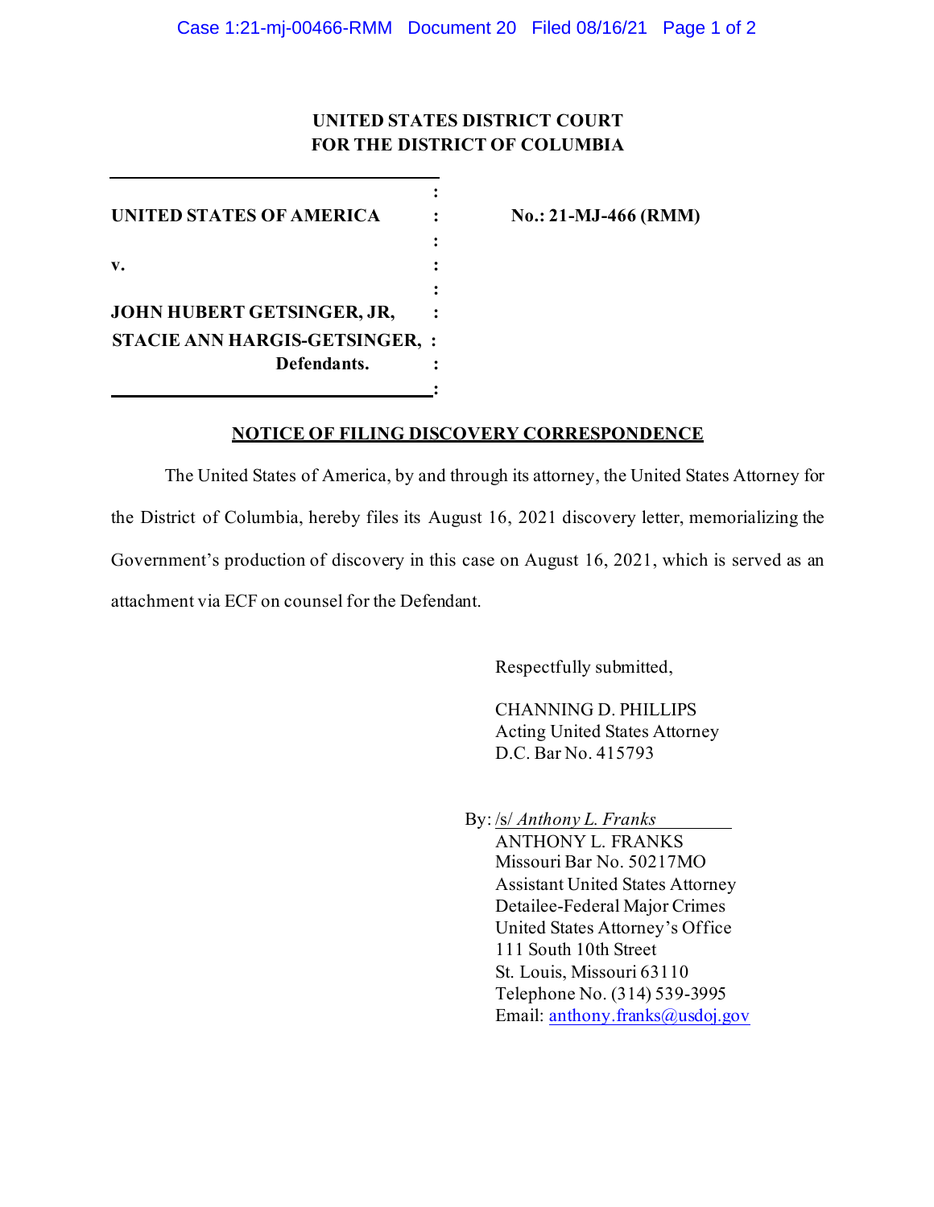**UNITED STATES DISTRICT COURT**
**FOR THE DISTRICT OF COLUMBIA**

| | |
|---|---|
| **UNITED STATES OF AMERICA** | **No.: 21-MJ-466 (RMM)** |
| **v.** | |
| **JOHN HUBERT GETSINGER, JR,** | |
| **STACIE ANN HARGIS-GETSINGER,** | |
| **Defendants.** | |

**NOTICE OF FILING DISCOVERY CORRESPONDENCE**

The United States of America, by and through its attorney, the United States Attorney for the District of Columbia, hereby files its August 16, 2021 discovery letter, memorializing the Government's production of discovery in this case on August 16, 2021, which is served as an attachment via ECF on counsel for the Defendant.

Respectfully submitted,

CHANNING D. PHILLIPS
Acting United States Attorney
D.C. Bar No. 415793

By: /s/ *Anthony L. Franks*
ANTHONY L. FRANKS
Missouri Bar No. 50217MO
Assistant United States Attorney
Detailee-Federal Major Crimes
United States Attorney's Office
111 South 10th Street
St. Louis, Missouri 63110
Telephone No. (314) 539-3995
Email: anthony.franks@usdoj.gov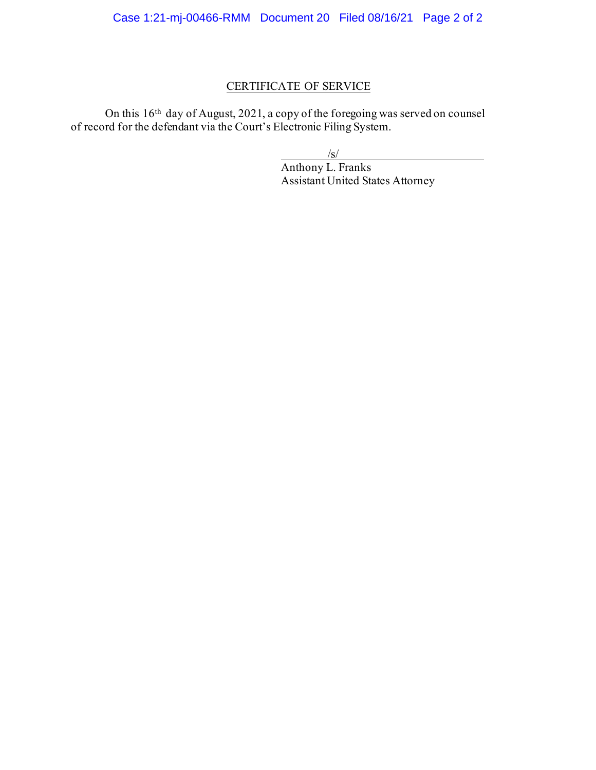## CERTIFICATE OF SERVICE

On this 16th day of August, 2021, a copy of the foregoing was served on counsel of record for the defendant via the Court's Electronic Filing System.

/s/
Anthony L. Franks
Assistant United States Attorney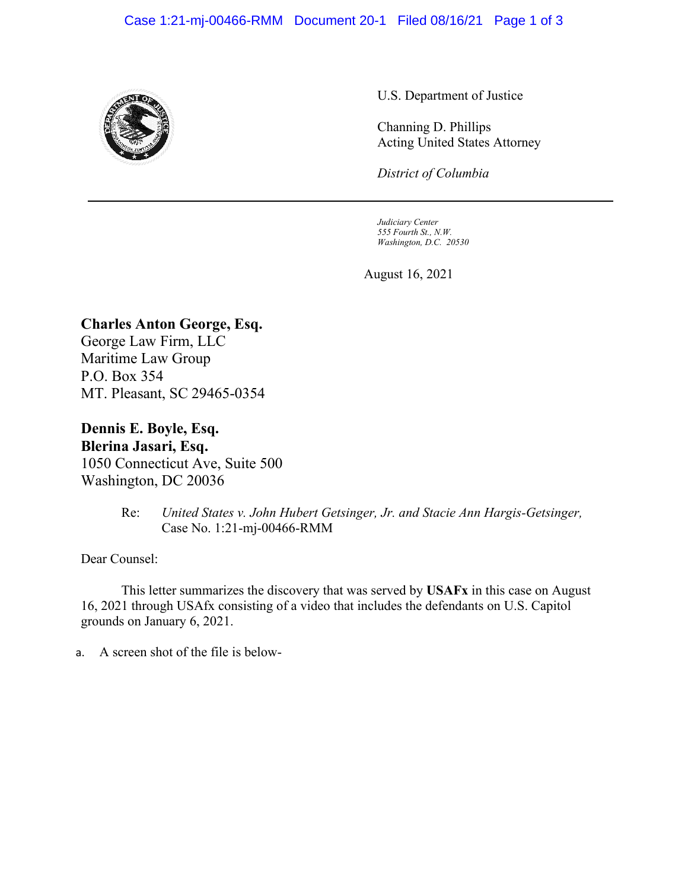U.S. Department of Justice

Channing D. Phillips
Acting United States Attorney

*District of Columbia*

*Judiciary Center*
*555 Fourth St., N.W.*
*Washington, D.C. 20530*

August 16, 2021

**Charles Anton George, Esq.**
George Law Firm, LLC
Maritime Law Group
P.O. Box 354
MT. Pleasant, SC 29465-0354

**Dennis E. Boyle, Esq.**
**Blerina Jasari, Esq.**
1050 Connecticut Ave, Suite 500
Washington, DC 20036

Re: *United States v. John Hubert Getsinger, Jr. and Stacie Ann Hargis-Getsinger,* Case No. 1:21-mj-00466-RMM

Dear Counsel:

This letter summarizes the discovery that was served by **USAFx** in this case on August 16, 2021 through USAfx consisting of a video that includes the defendants on U.S. Capitol grounds on January 6, 2021.

a. A screen shot of the file is below-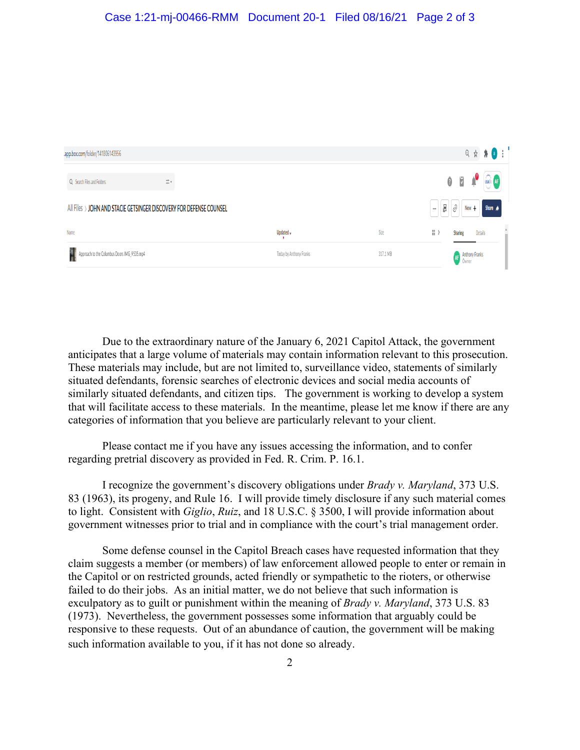app.box.com/folder/141806143956

Search Files and Folders

All Files › JOHN AND STACIE GETSINGER DISCOVERY FOR DEFENSE COUNSEL

| Name | Updated | Size |
| --- | --- | --- |
| Approach to the Columbus Doors IMG_9535.mp4 | Today by Anthony Franks | 317.1 MB |

Sharing Details

Anthony Franks
Owner

Due to the extraordinary nature of the January 6, 2021 Capitol Attack, the government anticipates that a large volume of materials may contain information relevant to this prosecution. These materials may include, but are not limited to, surveillance video, statements of similarly situated defendants, forensic searches of electronic devices and social media accounts of similarly situated defendants, and citizen tips. The government is working to develop a system that will facilitate access to these materials. In the meantime, please let me know if there are any categories of information that you believe are particularly relevant to your client.

Please contact me if you have any issues accessing the information, and to confer regarding pretrial discovery as provided in Fed. R. Crim. P. 16.1.

I recognize the government's discovery obligations under *Brady v. Maryland*, 373 U.S. 83 (1963), its progeny, and Rule 16. I will provide timely disclosure if any such material comes to light. Consistent with *Giglio*, *Ruiz*, and 18 U.S.C. § 3500, I will provide information about government witnesses prior to trial and in compliance with the court's trial management order.

Some defense counsel in the Capitol Breach cases have requested information that they claim suggests a member (or members) of law enforcement allowed people to enter or remain in the Capitol or on restricted grounds, acted friendly or sympathetic to the rioters, or otherwise failed to do their jobs. As an initial matter, we do not believe that such information is exculpatory as to guilt or punishment within the meaning of *Brady v. Maryland*, 373 U.S. 83 (1973). Nevertheless, the government possesses some information that arguably could be responsive to these requests. Out of an abundance of caution, the government will be making such information available to you, if it has not done so already.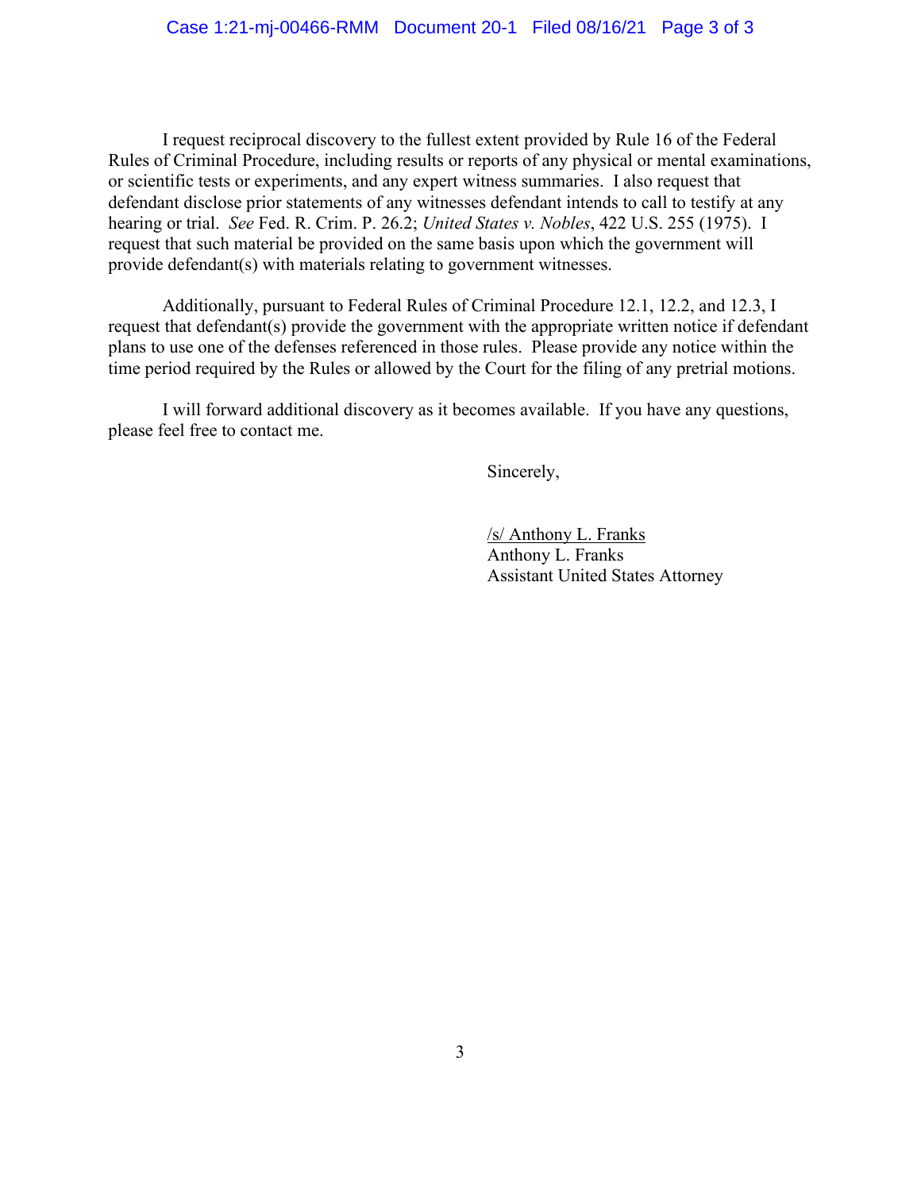I request reciprocal discovery to the fullest extent provided by Rule 16 of the Federal Rules of Criminal Procedure, including results or reports of any physical or mental examinations, or scientific tests or experiments, and any expert witness summaries. I also request that defendant disclose prior statements of any witnesses defendant intends to call to testify at any hearing or trial. *See* Fed. R. Crim. P. 26.2; *United States v. Nobles*, 422 U.S. 255 (1975). I request that such material be provided on the same basis upon which the government will provide defendant(s) with materials relating to government witnesses.

Additionally, pursuant to Federal Rules of Criminal Procedure 12.1, 12.2, and 12.3, I request that defendant(s) provide the government with the appropriate written notice if defendant plans to use one of the defenses referenced in those rules. Please provide any notice within the time period required by the Rules or allowed by the Court for the filing of any pretrial motions.

I will forward additional discovery as it becomes available. If you have any questions, please feel free to contact me.

Sincerely,

/s/ Anthony L. Franks
Anthony L. Franks
Assistant United States Attorney